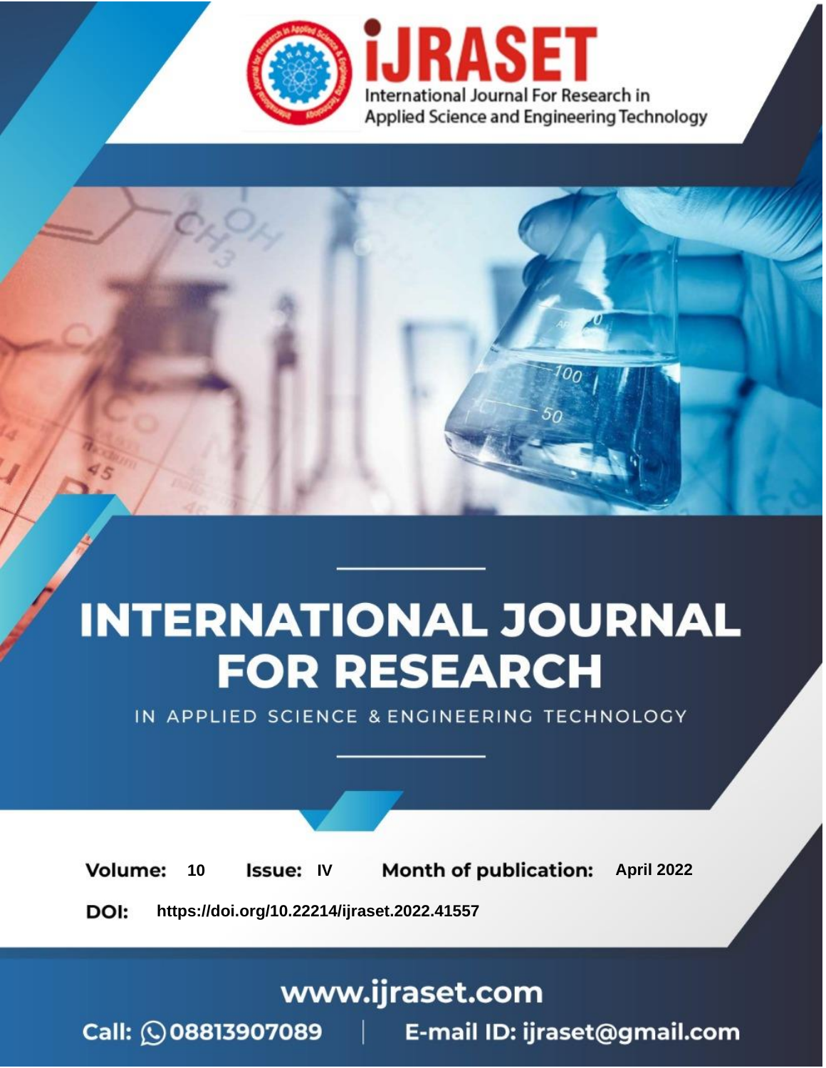# iJRASET

International Journal For Research in Applied Science and Engineering Technology

# INTERNATIONAL JOURNAL FOR RESEARCH

IN APPLIED SCIENCE & ENGINEERING TECHNOLOGY

**Volume:** 10 **Issue:** IV **Month of publication:** April 2022

**DOI:** https://doi.org/10.22214/ijraset.2022.41557

www.ijraset.com

Call: 08813907089 | E-mail ID: ijraset@gmail.com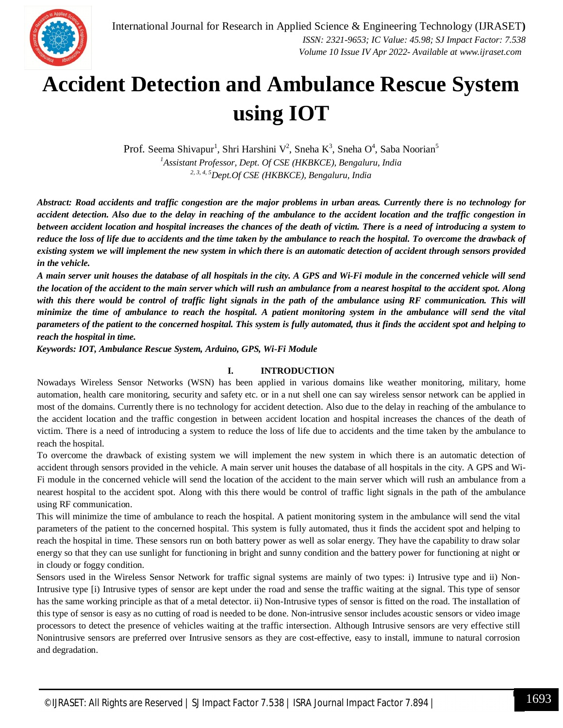# Accident Detection and Ambulance Rescue System using IOT

Prof. Seema Shivapur[1], Shri Harshini V[2], Sneha K[3], Sneha O[4], Saba Noorian[5]

[1]*Assistant Professor, Dept. Of CSE (HKBKCE), Bengaluru, India*

[2, 3, 4, 5]*Dept.Of CSE (HKBKCE), Bengaluru, India*

***Abstract:** Road accidents and traffic congestion are the major problems in urban areas. Currently there is no technology for accident detection. Also due to the delay in reaching of the ambulance to the accident location and the traffic congestion in between accident location and hospital increases the chances of the death of victim. There is a need of introducing a system to reduce the loss of life due to accidents and the time taken by the ambulance to reach the hospital. To overcome the drawback of existing system we will implement the new system in which there is an automatic detection of accident through sensors provided in the vehicle.*

***A main server unit houses the database of all hospitals in the city. A GPS and Wi-Fi module in the concerned vehicle will send the location of the accident to the main server which will rush an ambulance from a nearest hospital to the accident spot. Along with this there would be control of traffic light signals in the path of the ambulance using RF communication. This will minimize the time of ambulance to reach the hospital. A patient monitoring system in the ambulance will send the vital parameters of the patient to the concerned hospital. This system is fully automated, thus it finds the accident spot and helping to reach the hospital in time.***

***Keywords:** IOT, Ambulance Rescue System, Arduino, GPS, Wi-Fi Module*

## I. INTRODUCTION

Nowadays Wireless Sensor Networks (WSN) has been applied in various domains like weather monitoring, military, home automation, health care monitoring, security and safety etc. or in a nut shell one can say wireless sensor network can be applied in most of the domains. Currently there is no technology for accident detection. Also due to the delay in reaching of the ambulance to the accident location and the traffic congestion in between accident location and hospital increases the chances of the death of victim. There is a need of introducing a system to reduce the loss of life due to accidents and the time taken by the ambulance to reach the hospital.

To overcome the drawback of existing system we will implement the new system in which there is an automatic detection of accident through sensors provided in the vehicle. A main server unit houses the database of all hospitals in the city. A GPS and Wi-Fi module in the concerned vehicle will send the location of the accident to the main server which will rush an ambulance from a nearest hospital to the accident spot. Along with this there would be control of traffic light signals in the path of the ambulance using RF communication.

This will minimize the time of ambulance to reach the hospital. A patient monitoring system in the ambulance will send the vital parameters of the patient to the concerned hospital. This system is fully automated, thus it finds the accident spot and helping to reach the hospital in time. These sensors run on both battery power as well as solar energy. They have the capability to draw solar energy so that they can use sunlight for functioning in bright and sunny condition and the battery power for functioning at night or in cloudy or foggy condition.

Sensors used in the Wireless Sensor Network for traffic signal systems are mainly of two types: i) Intrusive type and ii) Non-Intrusive type [i) Intrusive types of sensor are kept under the road and sense the traffic waiting at the signal. This type of sensor has the same working principle as that of a metal detector. ii) Non-Intrusive types of sensor is fitted on the road. The installation of this type of sensor is easy as no cutting of road is needed to be done. Non-intrusive sensor includes acoustic sensors or video image processors to detect the presence of vehicles waiting at the traffic intersection. Although Intrusive sensors are very effective still Nonintrusive sensors are preferred over Intrusive sensors as they are cost-effective, easy to install, immune to natural corrosion and degradation.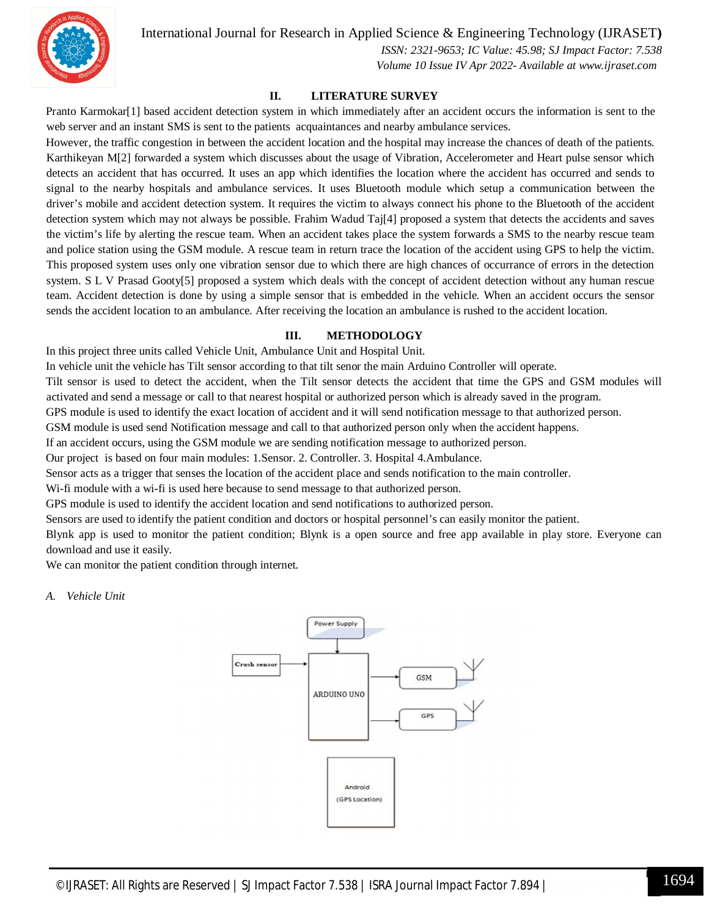## II. LITERATURE SURVEY

Pranto Karmokar[1] based accident detection system in which immediately after an accident occurs the information is sent to the web server and an instant SMS is sent to the patients acquaintances and nearby ambulance services.

However, the traffic congestion in between the accident location and the hospital may increase the chances of death of the patients. Karthikeyan M[2] forwarded a system which discusses about the usage of Vibration, Accelerometer and Heart pulse sensor which detects an accident that has occurred. It uses an app which identifies the location where the accident has occurred and sends to signal to the nearby hospitals and ambulance services. It uses Bluetooth module which setup a communication between the driver's mobile and accident detection system. It requires the victim to always connect his phone to the Bluetooth of the accident detection system which may not always be possible. Frahim Wadud Taj[4] proposed a system that detects the accidents and saves the victim's life by alerting the rescue team. When an accident takes place the system forwards a SMS to the nearby rescue team and police station using the GSM module. A rescue team in return trace the location of the accident using GPS to help the victim. This proposed system uses only one vibration sensor due to which there are high chances of occurrance of errors in the detection system. S L V Prasad Gooty[5] proposed a system which deals with the concept of accident detection without any human rescue team. Accident detection is done by using a simple sensor that is embedded in the vehicle. When an accident occurs the sensor sends the accident location to an ambulance. After receiving the location an ambulance is rushed to the accident location.

## III. METHODOLOGY

In this project three units called Vehicle Unit, Ambulance Unit and Hospital Unit.

In vehicle unit the vehicle has Tilt sensor according to that tilt senor the main Arduino Controller will operate.

Tilt sensor is used to detect the accident, when the Tilt sensor detects the accident that time the GPS and GSM modules will activated and send a message or call to that nearest hospital or authorized person which is already saved in the program.

GPS module is used to identify the exact location of accident and it will send notification message to that authorized person.

GSM module is used send Notification message and call to that authorized person only when the accident happens.

If an accident occurs, using the GSM module we are sending notification message to authorized person.

Our project is based on four main modules: 1.Sensor. 2. Controller. 3. Hospital 4.Ambulance.

Sensor acts as a trigger that senses the location of the accident place and sends notification to the main controller.

Wi-fi module with a wi-fi is used here because to send message to that authorized person.

GPS module is used to identify the accident location and send notifications to authorized person.

Sensors are used to identify the patient condition and doctors or hospital personnel's can easily monitor the patient.

Blynk app is used to monitor the patient condition; Blynk is a open source and free app available in play store. Everyone can download and use it easily.

We can monitor the patient condition through internet.

### *A. Vehicle Unit*

Power Supply

Crash sensor

ARDUINO UNO

GSM

GPS

Android (GPS Location)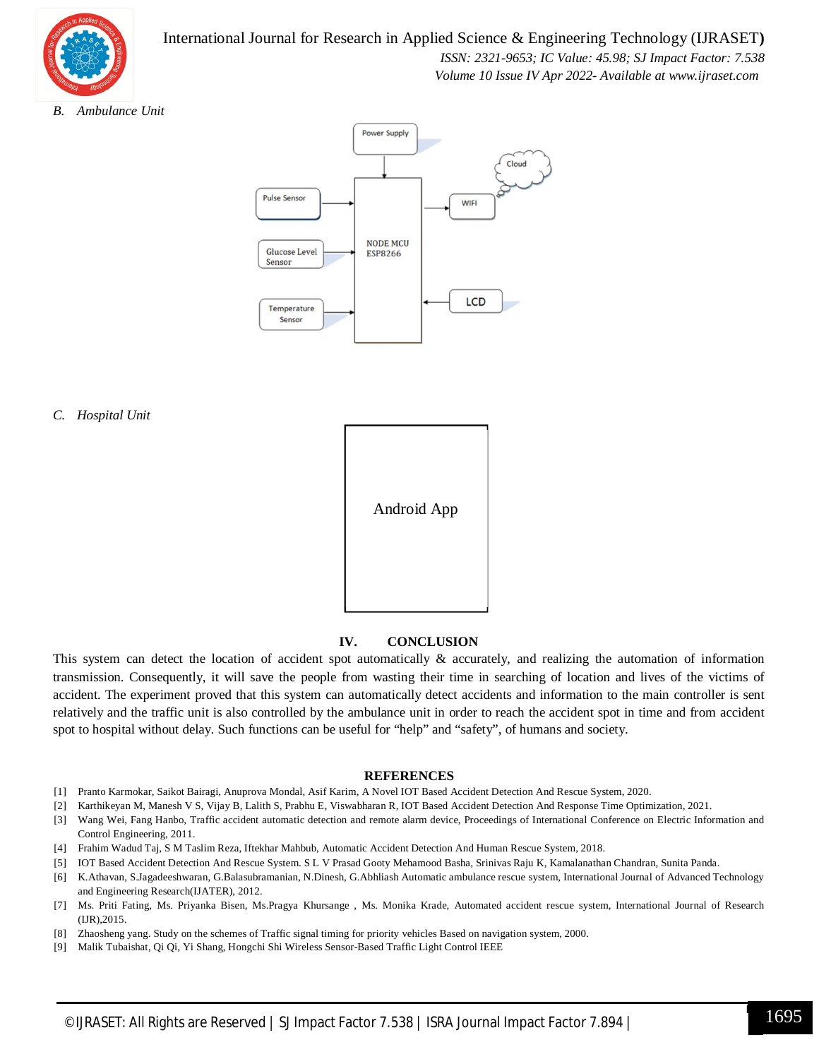### B. Ambulance Unit

### C. Hospital Unit

## IV. CONCLUSION

This system can detect the location of accident spot automatically & accurately, and realizing the automation of information transmission. Consequently, it will save the people from wasting their time in searching of location and lives of the victims of accident. The experiment proved that this system can automatically detect accidents and information to the main controller is sent relatively and the traffic unit is also controlled by the ambulance unit in order to reach the accident spot in time and from accident spot to hospital without delay. Such functions can be useful for "help" and "safety", of humans and society.

## REFERENCES

[1] Pranto Karmokar, Saikot Bairagi, Anuprova Mondal, Asif Karim, A Novel IOT Based Accident Detection And Rescue System, 2020.

[2] Karthikeyan M, Manesh V S, Vijay B, Lalith S, Prabhu E, Viswabharan R, IOT Based Accident Detection And Response Time Optimization, 2021.

[3] Wang Wei, Fang Hanbo, Traffic accident automatic detection and remote alarm device, Proceedings of International Conference on Electric Information and Control Engineering, 2011.

[4] Frahim Wadud Taj, S M Taslim Reza, Iftekhar Mahbub, Automatic Accident Detection And Human Rescue System, 2018.

[5] IOT Based Accident Detection And Rescue System. S L V Prasad Gooty Mehamood Basha, Srinivas Raju K, Kamalanathan Chandran, Sunita Panda.

[6] K.Athavan, S.Jagadeeshwaran, G.Balasubramanian, N.Dinesh, G.Abhliash Automatic ambulance rescue system, International Journal of Advanced Technology and Engineering Research(IJATER), 2012.

[7] Ms. Priti Fating, Ms. Priyanka Bisen, Ms.Pragya Khursange , Ms. Monika Krade, Automated accident rescue system, International Journal of Research (IJR),2015.

[8] Zhaosheng yang. Study on the schemes of Traffic signal timing for priority vehicles Based on navigation system, 2000.

[9] Malik Tubaishat, Qi Qi, Yi Shang, Hongchi Shi Wireless Sensor-Based Traffic Light Control IEEE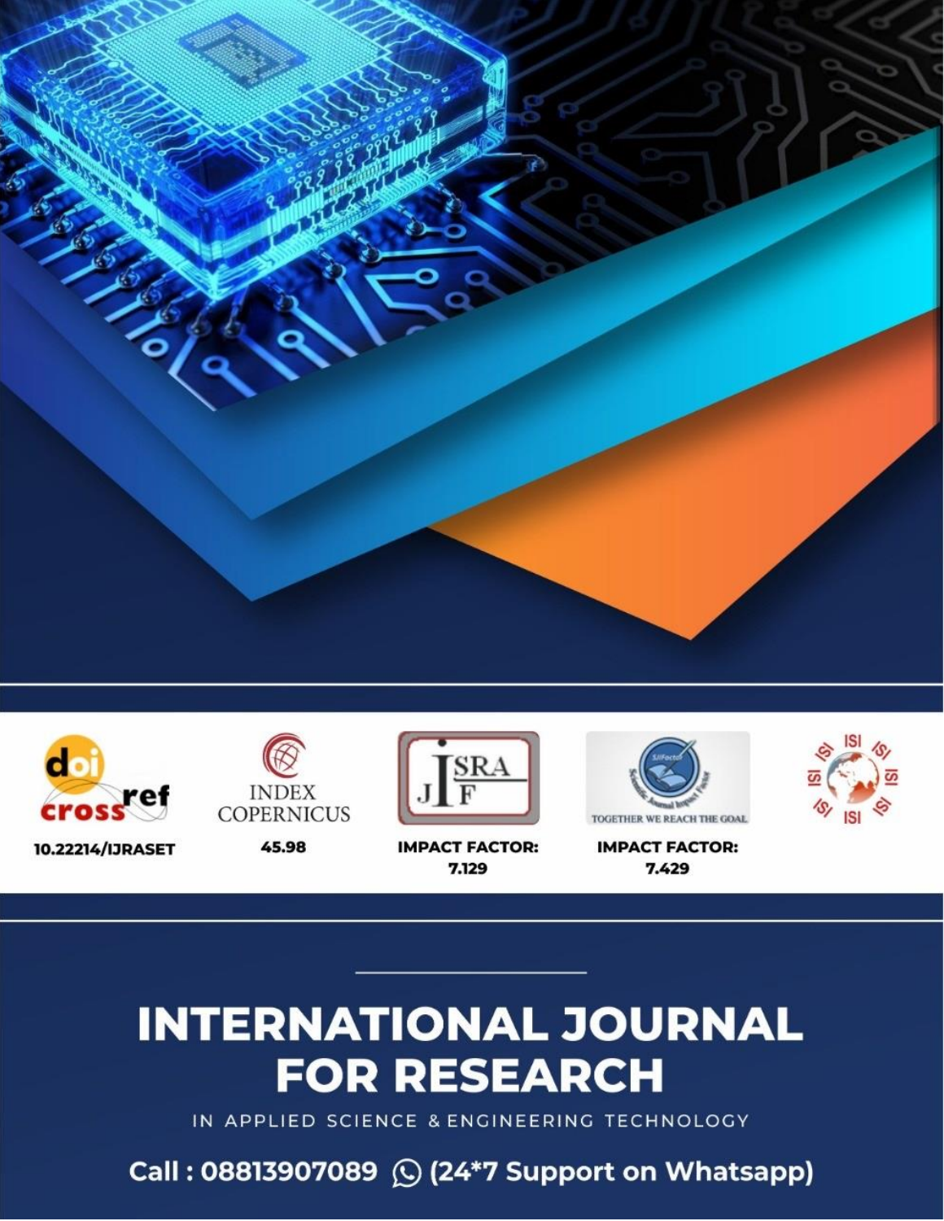10.22214/IJRASET

INDEX COPERNICUS

45.98

IMPACT FACTOR: 7.129

IMPACT FACTOR: 7.429

# INTERNATIONAL JOURNAL FOR RESEARCH

IN APPLIED SCIENCE & ENGINEERING TECHNOLOGY

Call : 08813907089 (24*7 Support on Whatsapp)